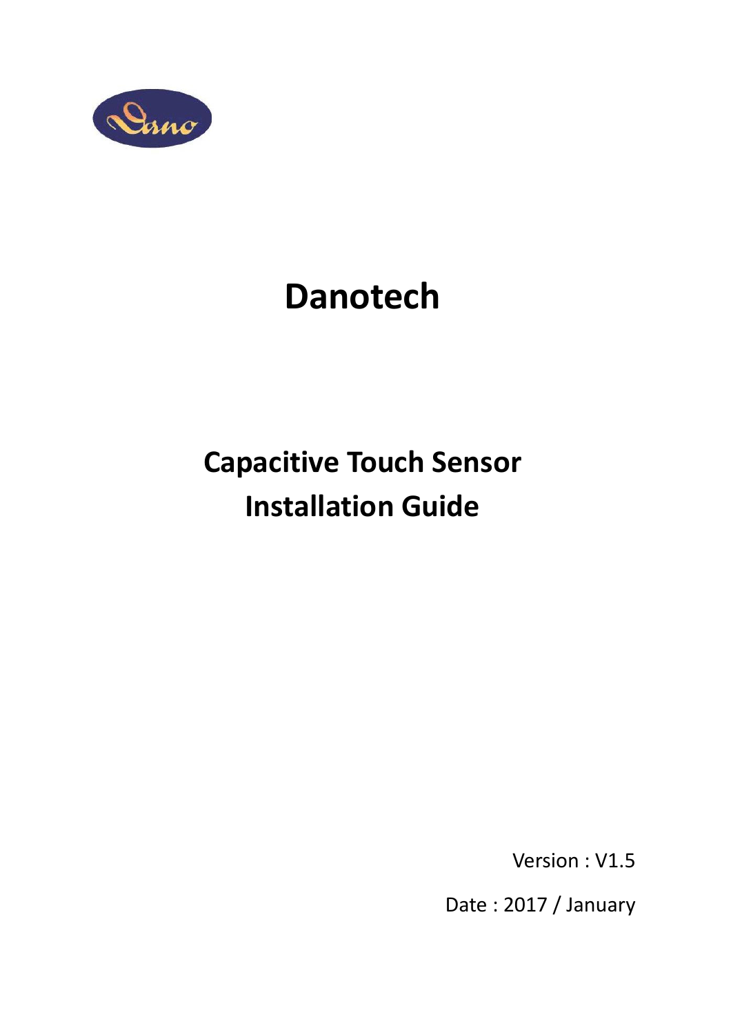# Danotech

## Capacitive Touch Sensor Installation Guide

Version : V1.5

Date : 2017 / January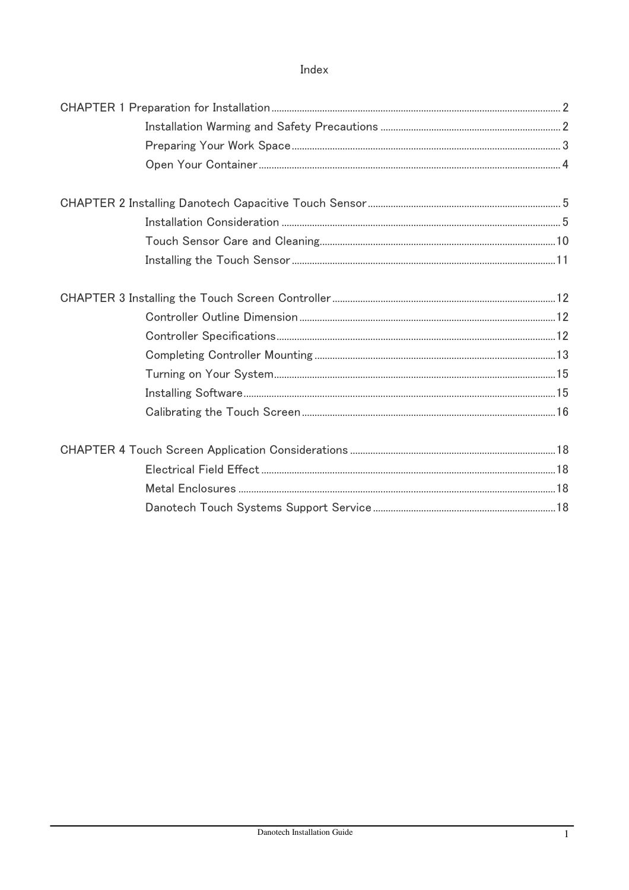# Index

CHAPTER 1 Preparation for Installation ........ 2
- Installation Warming and Safety Precautions ........ 2
- Preparing Your Work Space ........ 3
- Open Your Container ........ 4

CHAPTER 2 Installing Danotech Capacitive Touch Sensor ........ 5
- Installation Consideration ........ 5
- Touch Sensor Care and Cleaning ........ 10
- Installing the Touch Sensor ........ 11

CHAPTER 3 Installing the Touch Screen Controller ........ 12
- Controller Outline Dimension ........ 12
- Controller Specifications ........ 12
- Completing Controller Mounting ........ 13
- Turning on Your System ........ 15
- Installing Software ........ 15
- Calibrating the Touch Screen ........ 16

CHAPTER 4 Touch Screen Application Considerations ........ 18
- Electrical Field Effect ........ 18
- Metal Enclosures ........ 18
- Danotech Touch Systems Support Service ........ 18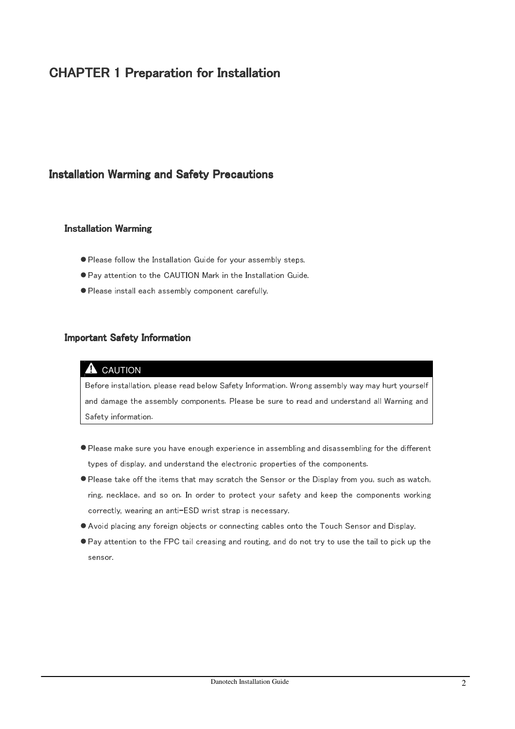# CHAPTER 1 Preparation for Installation

## Installation Warming and Safety Precautions

### Installation Warming

- Please follow the Installation Guide for your assembly steps.
- Pay attention to the CAUTION Mark in the Installation Guide.
- Please install each assembly component carefully.

### Important Safety Information

| ⚠ CAUTION |
| --- |
| Before installation, please read below Safety Information. Wrong assembly way may hurt yourself and damage the assembly components. Please be sure to read and understand all Warning and Safety information. |

- Please make sure you have enough experience in assembling and disassembling for the different types of display, and understand the electronic properties of the components.
- Please take off the items that may scratch the Sensor or the Display from you, such as watch, ring, necklace, and so on. In order to protect your safety and keep the components working correctly, wearing an anti-ESD wrist strap is necessary.
- Avoid placing any foreign objects or connecting cables onto the Touch Sensor and Display.
- Pay attention to the FPC tail creasing and routing, and do not try to use the tail to pick up the sensor.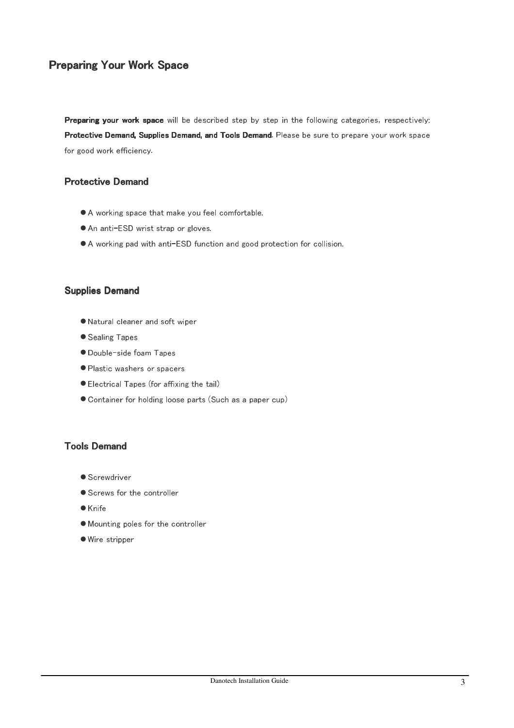# Preparing Your Work Space

**Preparing your work space** will be described step by step in the following categories, respectively: **Protective Demand, Supplies Demand, and Tools Demand**. Please be sure to prepare your work space for good work efficiency.

## Protective Demand

- A working space that make you feel comfortable.
- An anti-ESD wrist strap or gloves.
- A working pad with anti-ESD function and good protection for collision.

## Supplies Demand

- Natural cleaner and soft wiper
- Sealing Tapes
- Double-side foam Tapes
- Plastic washers or spacers
- Electrical Tapes (for affixing the tail)
- Container for holding loose parts (Such as a paper cup)

## Tools Demand

- Screwdriver
- Screws for the controller
- Knife
- Mounting poles for the controller
- Wire stripper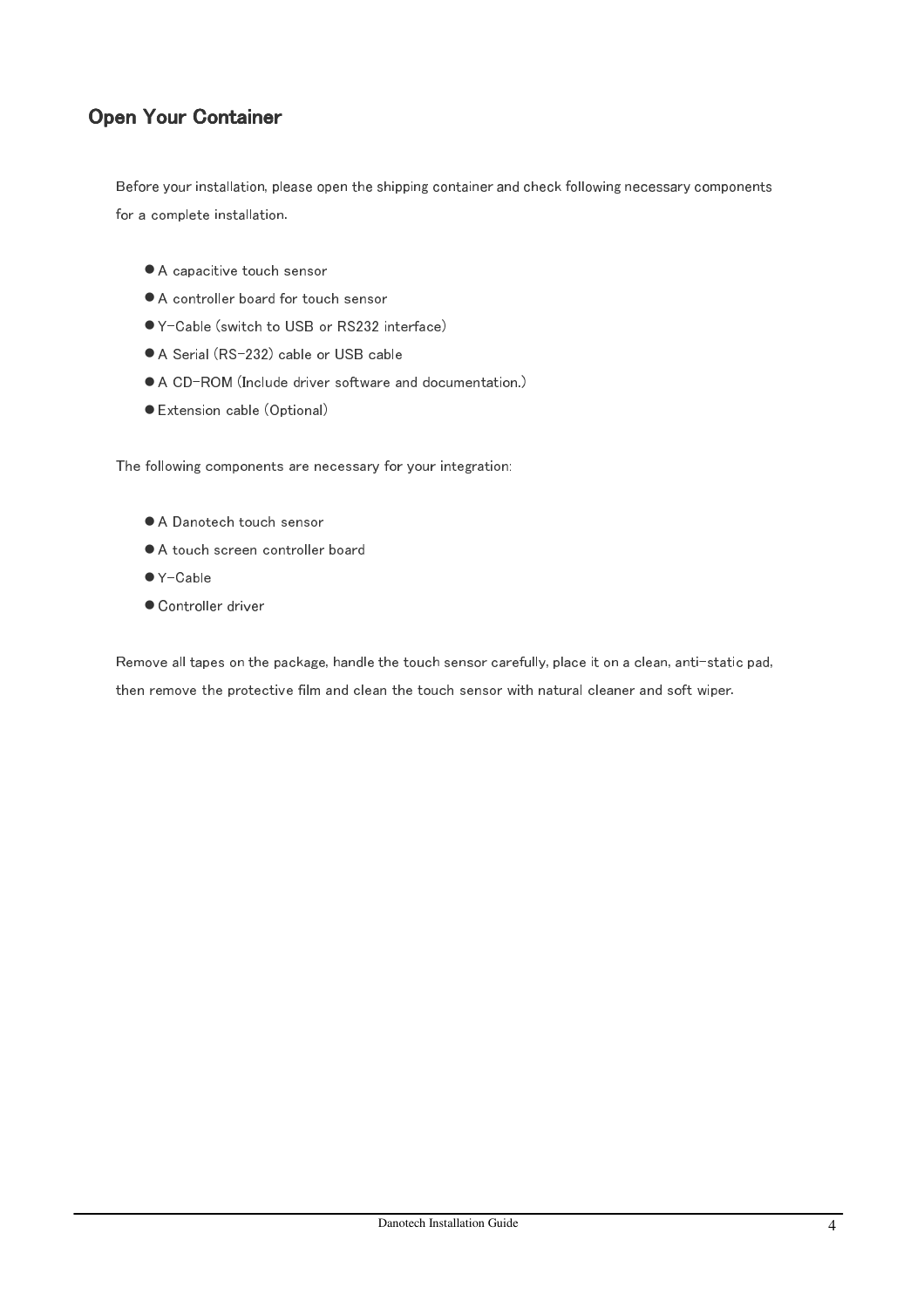## Open Your Container

Before your installation, please open the shipping container and check following necessary components for a complete installation.

- A capacitive touch sensor
- A controller board for touch sensor
- Y-Cable (switch to USB or RS232 interface)
- A Serial (RS-232) cable or USB cable
- A CD-ROM (Include driver software and documentation.)
- Extension cable (Optional)

The following components are necessary for your integration:

- A Danotech touch sensor
- A touch screen controller board
- Y-Cable
- Controller driver

Remove all tapes on the package, handle the touch sensor carefully, place it on a clean, anti-static pad, then remove the protective film and clean the touch sensor with natural cleaner and soft wiper.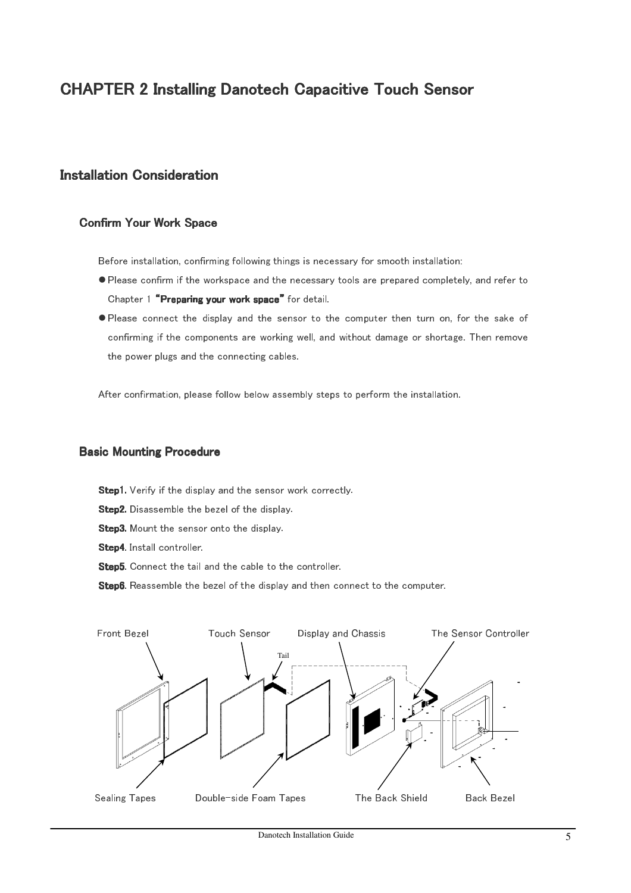# CHAPTER 2 Installing Danotech Capacitive Touch Sensor

## Installation Consideration

### Confirm Your Work Space

Before installation, confirming following things is necessary for smooth installation:

- Please confirm if the workspace and the necessary tools are prepared completely, and refer to Chapter 1 **"Preparing your work space"** for detail.
- Please connect the display and the sensor to the computer then turn on, for the sake of confirming if the components are working well, and without damage or shortage. Then remove the power plugs and the connecting cables.

After confirmation, please follow below assembly steps to perform the installation.

### Basic Mounting Procedure

**Step1.** Verify if the display and the sensor work correctly.

**Step2.** Disassemble the bezel of the display.

**Step3.** Mount the sensor onto the display.

**Step4**. Install controller.

**Step5**. Connect the tail and the cable to the controller.

**Step6**. Reassemble the bezel of the display and then connect to the computer.

Front Bezel · Touch Sensor · Tail · Display and Chassis · The Sensor Controller · Sealing Tapes · Double-side Foam Tapes · The Back Shield · Back Bezel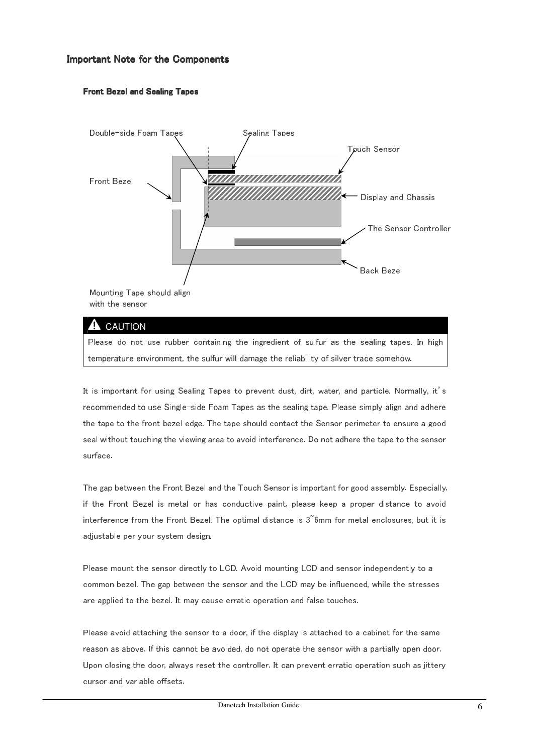## Important Note for the Components

### Front Bezel and Sealing Tapes

Double-side Foam Tapes

Sealing Tapes

Touch Sensor

Front Bezel

Display and Chassis

The Sensor Controller

Back Bezel

Mounting Tape should align with the sensor

**CAUTION**

Please do not use rubber containing the ingredient of sulfur as the sealing tapes. In high temperature environment, the sulfur will damage the reliability of silver trace somehow.

It is important for using Sealing Tapes to prevent dust, dirt, water, and particle. Normally, it's recommended to use Single-side Foam Tapes as the sealing tape. Please simply align and adhere the tape to the front bezel edge. The tape should contact the Sensor perimeter to ensure a good seal without touching the viewing area to avoid interference. Do not adhere the tape to the sensor surface.

The gap between the Front Bezel and the Touch Sensor is important for good assembly. Especially, if the Front Bezel is metal or has conductive paint, please keep a proper distance to avoid interference from the Front Bezel. The optimal distance is 3~6mm for metal enclosures, but it is adjustable per your system design.

Please mount the sensor directly to LCD. Avoid mounting LCD and sensor independently to a common bezel. The gap between the sensor and the LCD may be influenced, while the stresses are applied to the bezel. It may cause erratic operation and false touches.

Please avoid attaching the sensor to a door, if the display is attached to a cabinet for the same reason as above. If this cannot be avoided, do not operate the sensor with a partially open door. Upon closing the door, always reset the controller. It can prevent erratic operation such as jittery cursor and variable offsets.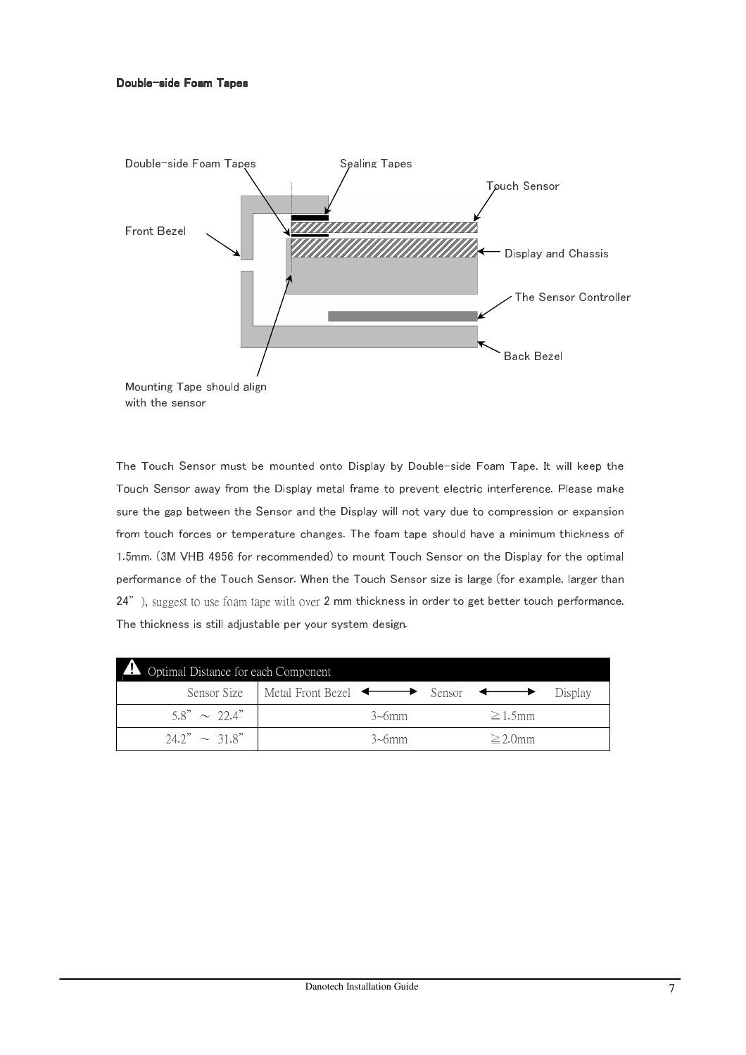**Double-side Foam Tapes**

Double-side Foam Tapes

Sealing Tapes

Touch Sensor

Front Bezel

Display and Chassis

The Sensor Controller

Back Bezel

Mounting Tape should align with the sensor

The Touch Sensor must be mounted onto Display by Double-side Foam Tape. It will keep the Touch Sensor away from the Display metal frame to prevent electric interference. Please make sure the gap between the Sensor and the Display will not vary due to compression or expansion from touch forces or temperature changes. The foam tape should have a minimum thickness of 1.5mm. (3M VHB 4956 for recommended) to mount Touch Sensor on the Display for the optimal performance of the Touch Sensor. When the Touch Sensor size is large (for example, larger than 24"), suggest to use foam tape with over 2 mm thickness in order to get better touch performance. The thickness is still adjustable per your system design.

| ⚠ Optimal Distance for each Component | | |
|---|---|---|
| Sensor Size | Metal Front Bezel ⟷ Sensor | Sensor ⟷ Display |
| 5.8" ～ 22.4" | 3~6mm | ≧1.5mm |
| 24.2" ～ 31.8" | 3~6mm | ≧2.0mm |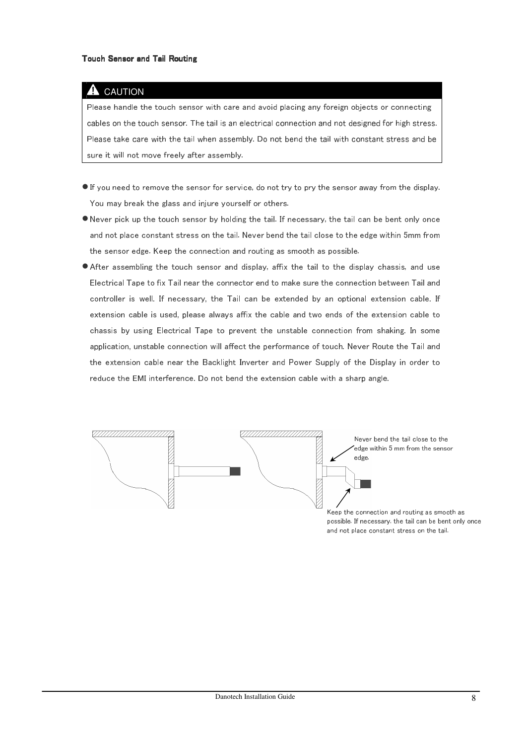### Touch Sensor and Tail Routing

> **⚠ CAUTION**
>
> Please handle the touch sensor with care and avoid placing any foreign objects or connecting cables on the touch sensor. The tail is an electrical connection and not designed for high stress. Please take care with the tail when assembly. Do not bend the tail with constant stress and be sure it will not move freely after assembly.

- If you need to remove the sensor for service, do not try to pry the sensor away from the display. You may break the glass and injure yourself or others.
- Never pick up the touch sensor by holding the tail. If necessary, the tail can be bent only once and not place constant stress on the tail. Never bend the tail close to the edge within 5mm from the sensor edge. Keep the connection and routing as smooth as possible.
- After assembling the touch sensor and display, affix the tail to the display chassis, and use Electrical Tape to fix Tail near the connector end to make sure the connection between Tail and controller is well. If necessary, the Tail can be extended by an optional extension cable. If extension cable is used, please always affix the cable and two ends of the extension cable to chassis by using Electrical Tape to prevent the unstable connection from shaking. In some application, unstable connection will affect the performance of touch. Never Route the Tail and the extension cable near the Backlight Inverter and Power Supply of the Display in order to reduce the EMI interference. Do not bend the extension cable with a sharp angle.

Never bend the tail close to the edge within 5 mm from the sensor edge.

Keep the connection and routing as smooth as possible. If necessary, the tail can be bent only once and not place constant stress on the tail.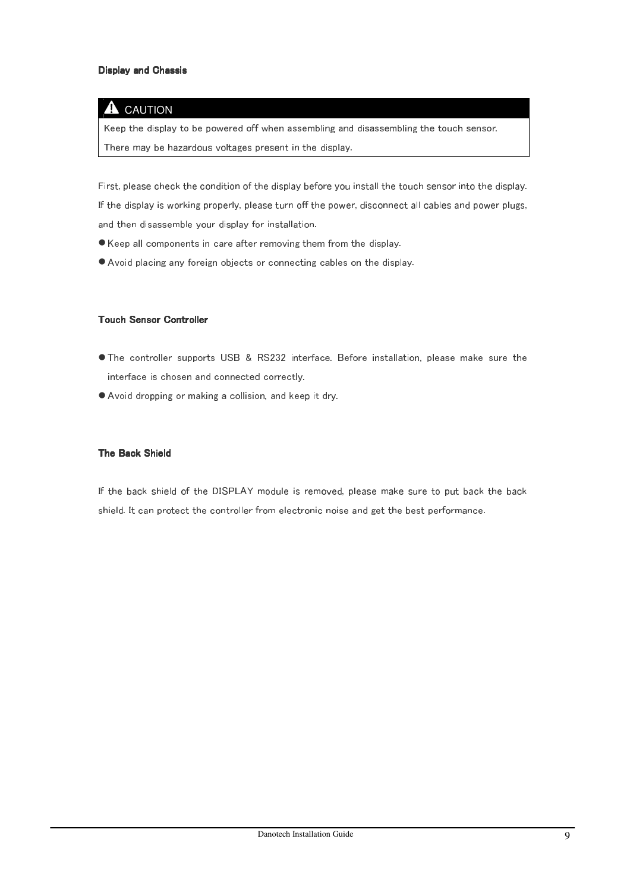**Display and Chassis**

> ⚠ **CAUTION**
>
> Keep the display to be powered off when assembling and disassembling the touch sensor.
>
> There may be hazardous voltages present in the display.

First, please check the condition of the display before you install the touch sensor into the display. If the display is working properly, please turn off the power, disconnect all cables and power plugs, and then disassemble your display for installation.

- Keep all components in care after removing them from the display.
- Avoid placing any foreign objects or connecting cables on the display.

**Touch Sensor Controller**

- The controller supports USB & RS232 interface. Before installation, please make sure the interface is chosen and connected correctly.
- Avoid dropping or making a collision, and keep it dry.

**The Back Shield**

If the back shield of the DISPLAY module is removed, please make sure to put back the back shield. It can protect the controller from electronic noise and get the best performance.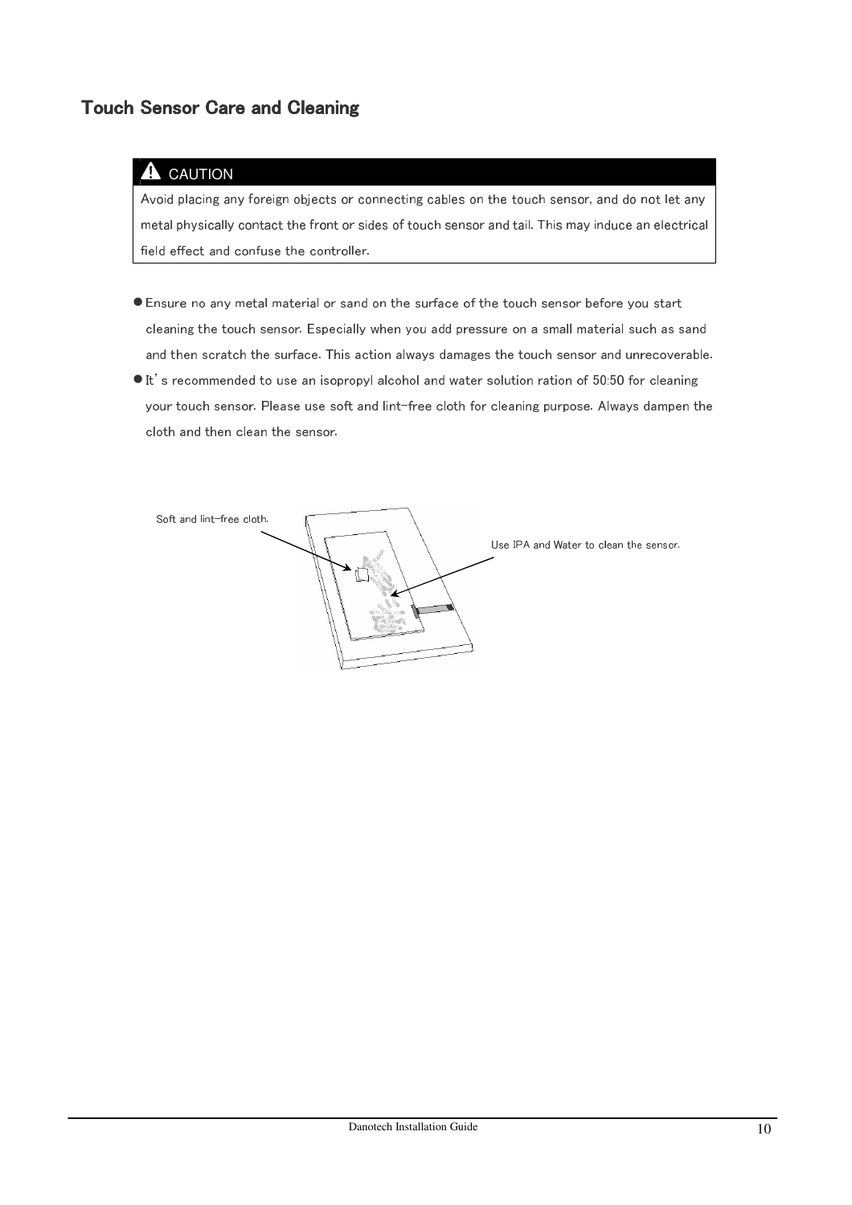## Touch Sensor Care and Cleaning

> ⚠ CAUTION
>
> Avoid placing any foreign objects or connecting cables on the touch sensor, and do not let any metal physically contact the front or sides of touch sensor and tail. This may induce an electrical field effect and confuse the controller.

- Ensure no any metal material or sand on the surface of the touch sensor before you start cleaning the touch sensor. Especially when you add pressure on a small material such as sand and then scratch the surface. This action always damages the touch sensor and unrecoverable.
- It's recommended to use an isopropyl alcohol and water solution ration of 50:50 for cleaning your touch sensor. Please use soft and lint-free cloth for cleaning purpose. Always dampen the cloth and then clean the sensor.

Soft and lint-free cloth.

Use IPA and Water to clean the sensor.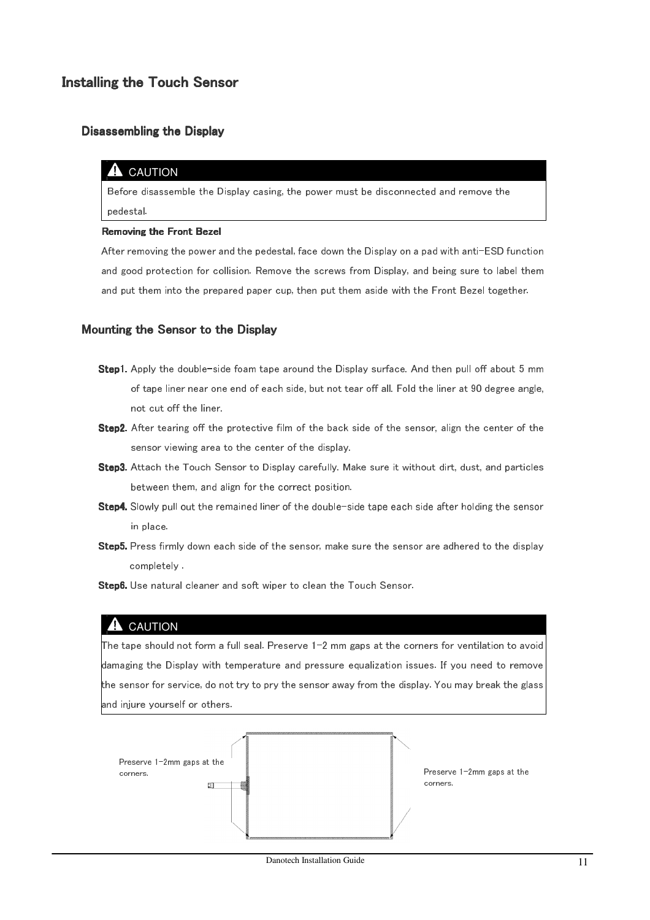# Installing the Touch Sensor

## Disassembling the Display

> **⚠ CAUTION**
>
> Before disassemble the Display casing, the power must be disconnected and remove the pedestal.

**Removing the Front Bezel**

After removing the power and the pedestal, face down the Display on a pad with anti-ESD function and good protection for collision. Remove the screws from Display, and being sure to label them and put them into the prepared paper cup, then put them aside with the Front Bezel together.

## Mounting the Sensor to the Display

**Step1.** Apply the double-side foam tape around the Display surface. And then pull off about 5 mm of tape liner near one end of each side, but not tear off all. Fold the liner at 90 degree angle, not cut off the liner.

**Step2.** After tearing off the protective film of the back side of the sensor, align the center of the sensor viewing area to the center of the display.

**Step3.** Attach the Touch Sensor to Display carefully. Make sure it without dirt, dust, and particles between them, and align for the correct position.

**Step4.** Slowly pull out the remained liner of the double-side tape each side after holding the sensor in place.

**Step5.** Press firmly down each side of the sensor, make sure the sensor are adhered to the display completely .

**Step6.** Use natural cleaner and soft wiper to clean the Touch Sensor.

> **⚠ CAUTION**
>
> The tape should not form a full seal. Preserve 1-2 mm gaps at the corners for ventilation to avoid damaging the Display with temperature and pressure equalization issues. If you need to remove the sensor for service, do not try to pry the sensor away from the display. You may break the glass and injure yourself or others.

Preserve 1-2mm gaps at the corners.

Preserve 1-2mm gaps at the corners.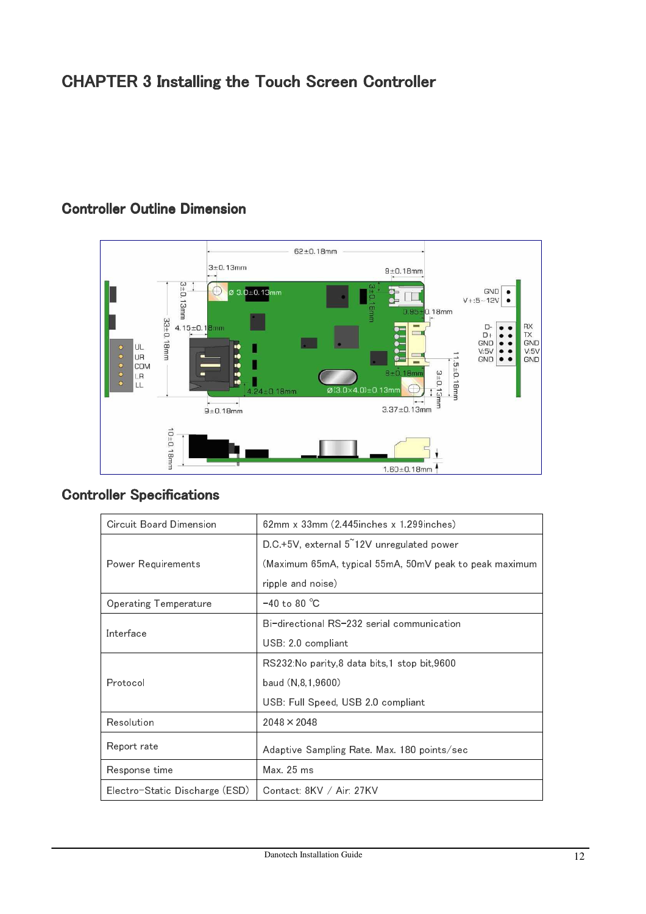# CHAPTER 3 Installing the Touch Screen Controller

## Controller Outline Dimension

## Controller Specifications

| Circuit Board Dimension | 62mm x 33mm (2.445inches x 1.299inches) |
|---|---|
| Power Requirements | D.C.+5V, external 5˜12V unregulated power<br>(Maximum 65mA, typical 55mA, 50mV peak to peak maximum ripple and noise) |
| Operating Temperature | -40 to 80 ℃ |
| Interface | Bi-directional RS-232 serial communication<br>USB: 2.0 compliant |
| Protocol | RS232:No parity,8 data bits,1 stop bit,9600 baud (N,8,1,9600)<br>USB: Full Speed, USB 2.0 compliant |
| Resolution | 2048 × 2048 |
| Report rate | Adaptive Sampling Rate. Max. 180 points/sec |
| Response time | Max. 25 ms |
| Electro-Static Discharge (ESD) | Contact: 8KV / Air: 27KV |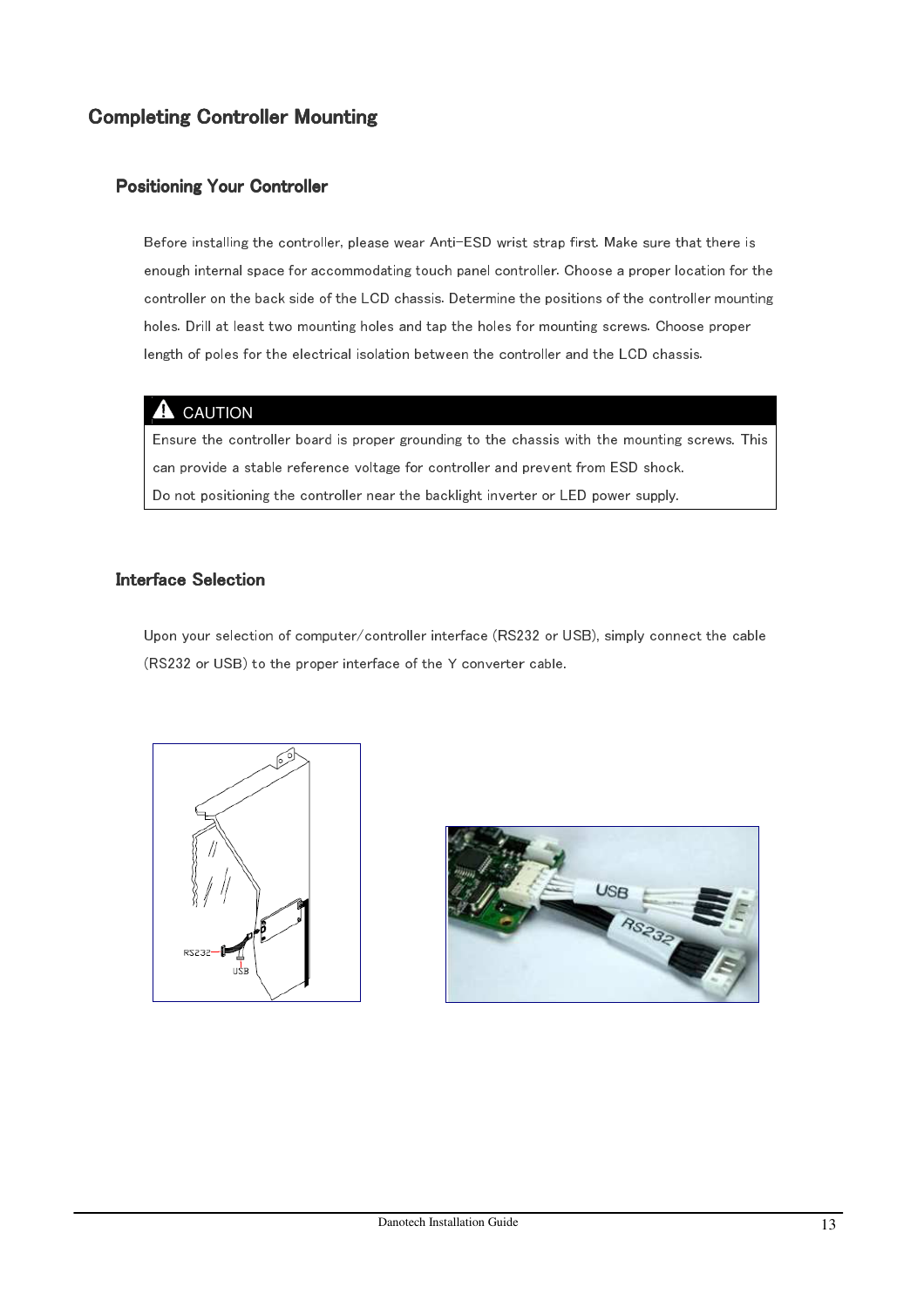# Completing Controller Mounting

## Positioning Your Controller

Before installing the controller, please wear Anti-ESD wrist strap first. Make sure that there is enough internal space for accommodating touch panel controller. Choose a proper location for the controller on the back side of the LCD chassis. Determine the positions of the controller mounting holes. Drill at least two mounting holes and tap the holes for mounting screws. Choose proper length of poles for the electrical isolation between the controller and the LCD chassis.

> **⚠ CAUTION**
>
> Ensure the controller board is proper grounding to the chassis with the mounting screws. This can provide a stable reference voltage for controller and prevent from ESD shock.
>
> Do not positioning the controller near the backlight inverter or LED power supply.

## Interface Selection

Upon your selection of computer/controller interface (RS232 or USB), simply connect the cable (RS232 or USB) to the proper interface of the Y converter cable.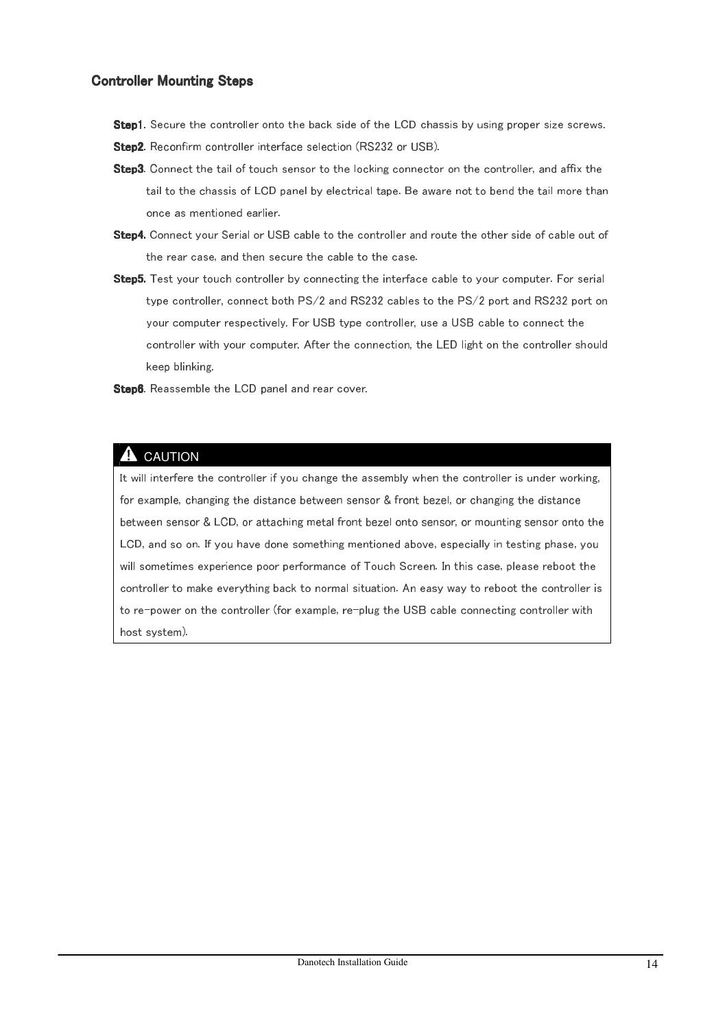### Controller Mounting Steps

**Step1**. Secure the controller onto the back side of the LCD chassis by using proper size screws.

**Step2**. Reconfirm controller interface selection (RS232 or USB).

**Step3**. Connect the tail of touch sensor to the locking connector on the controller, and affix the tail to the chassis of LCD panel by electrical tape. Be aware not to bend the tail more than once as mentioned earlier.

**Step4.** Connect your Serial or USB cable to the controller and route the other side of cable out of the rear case, and then secure the cable to the case.

**Step5.** Test your touch controller by connecting the interface cable to your computer. For serial type controller, connect both PS/2 and RS232 cables to the PS/2 port and RS232 port on your computer respectively. For USB type controller, use a USB cable to connect the controller with your computer. After the connection, the LED light on the controller should keep blinking.

**Step6**. Reassemble the LCD panel and rear cover.

> **⚠ CAUTION**
>
> It will interfere the controller if you change the assembly when the controller is under working, for example, changing the distance between sensor & front bezel, or changing the distance between sensor & LCD, or attaching metal front bezel onto sensor, or mounting sensor onto the LCD, and so on. If you have done something mentioned above, especially in testing phase, you will sometimes experience poor performance of Touch Screen. In this case, please reboot the controller to make everything back to normal situation. An easy way to reboot the controller is to re-power on the controller (for example, re-plug the USB cable connecting controller with host system).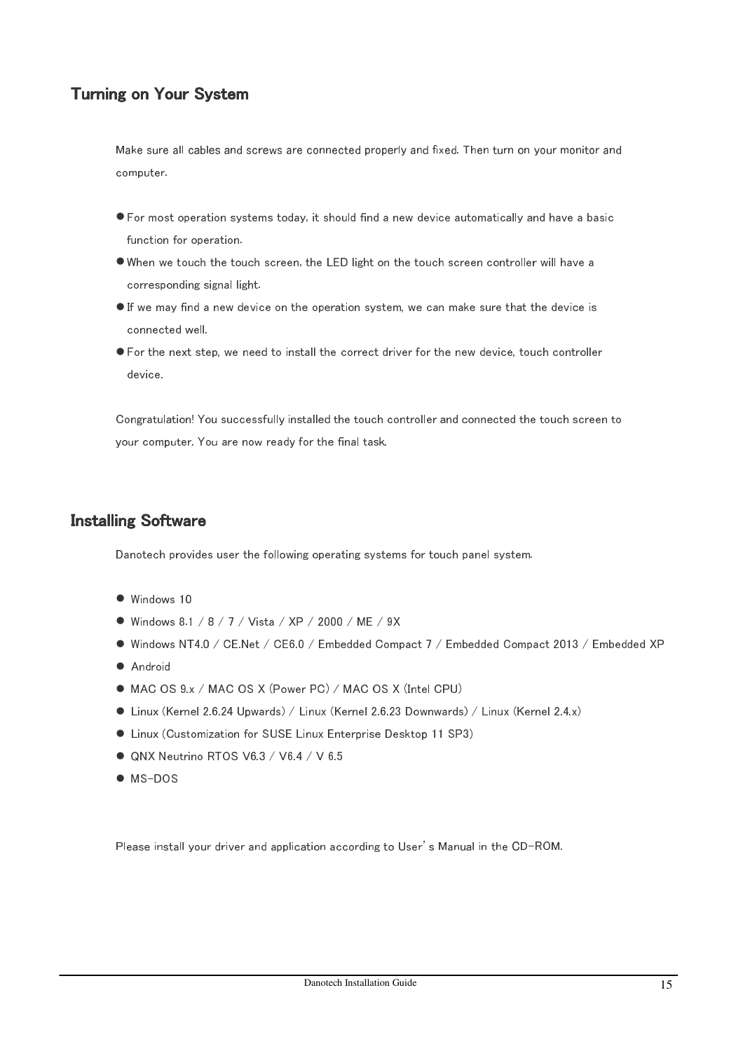## Turning on Your System

Make sure all cables and screws are connected properly and fixed. Then turn on your monitor and computer.

- For most operation systems today, it should find a new device automatically and have a basic function for operation.
- When we touch the touch screen, the LED light on the touch screen controller will have a corresponding signal light.
- If we may find a new device on the operation system, we can make sure that the device is connected well.
- For the next step, we need to install the correct driver for the new device, touch controller device.

Congratulation! You successfully installed the touch controller and connected the touch screen to your computer. You are now ready for the final task.

## Installing Software

Danotech provides user the following operating systems for touch panel system.

- Windows 10
- Windows 8.1 / 8 / 7 / Vista / XP / 2000 / ME / 9X
- Windows NT4.0 / CE.Net / CE6.0 / Embedded Compact 7 / Embedded Compact 2013 / Embedded XP
- Android
- MAC OS 9.x / MAC OS X (Power PC) / MAC OS X (Intel CPU)
- Linux (Kernel 2.6.24 Upwards) / Linux (Kernel 2.6.23 Downwards) / Linux (Kernel 2.4.x)
- Linux (Customization for SUSE Linux Enterprise Desktop 11 SP3)
- QNX Neutrino RTOS V6.3 / V6.4 / V 6.5
- MS-DOS

Please install your driver and application according to User's Manual in the CD-ROM.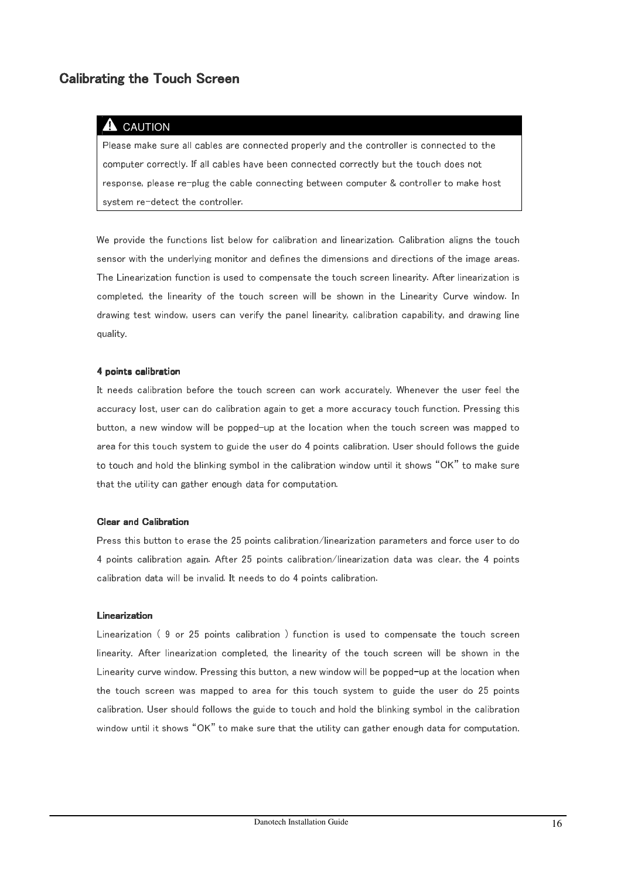## Calibrating the Touch Screen

> **⚠ CAUTION**
>
> Please make sure all cables are connected properly and the controller is connected to the computer correctly. If all cables have been connected correctly but the touch does not response, please re-plug the cable connecting between computer & controller to make host system re-detect the controller.

We provide the functions list below for calibration and linearization. Calibration aligns the touch sensor with the underlying monitor and defines the dimensions and directions of the image areas. The Linearization function is used to compensate the touch screen linearity. After linearization is completed, the linearity of the touch screen will be shown in the Linearity Curve window. In drawing test window, users can verify the panel linearity, calibration capability, and drawing line quality.

**4 points calibration**

It needs calibration before the touch screen can work accurately. Whenever the user feel the accuracy lost, user can do calibration again to get a more accuracy touch function. Pressing this button, a new window will be popped-up at the location when the touch screen was mapped to area for this touch system to guide the user do 4 points calibration. User should follows the guide to touch and hold the blinking symbol in the calibration window until it shows "OK" to make sure that the utility can gather enough data for computation.

**Clear and Calibration**

Press this button to erase the 25 points calibration/linearization parameters and force user to do 4 points calibration again. After 25 points calibration/linearization data was clear, the 4 points calibration data will be invalid. It needs to do 4 points calibration.

**Linearization**

Linearization ( 9 or 25 points calibration ) function is used to compensate the touch screen linearity. After linearization completed, the linearity of the touch screen will be shown in the Linearity curve window. Pressing this button, a new window will be popped-up at the location when the touch screen was mapped to area for this touch system to guide the user do 25 points calibration. User should follows the guide to touch and hold the blinking symbol in the calibration window until it shows "OK" to make sure that the utility can gather enough data for computation.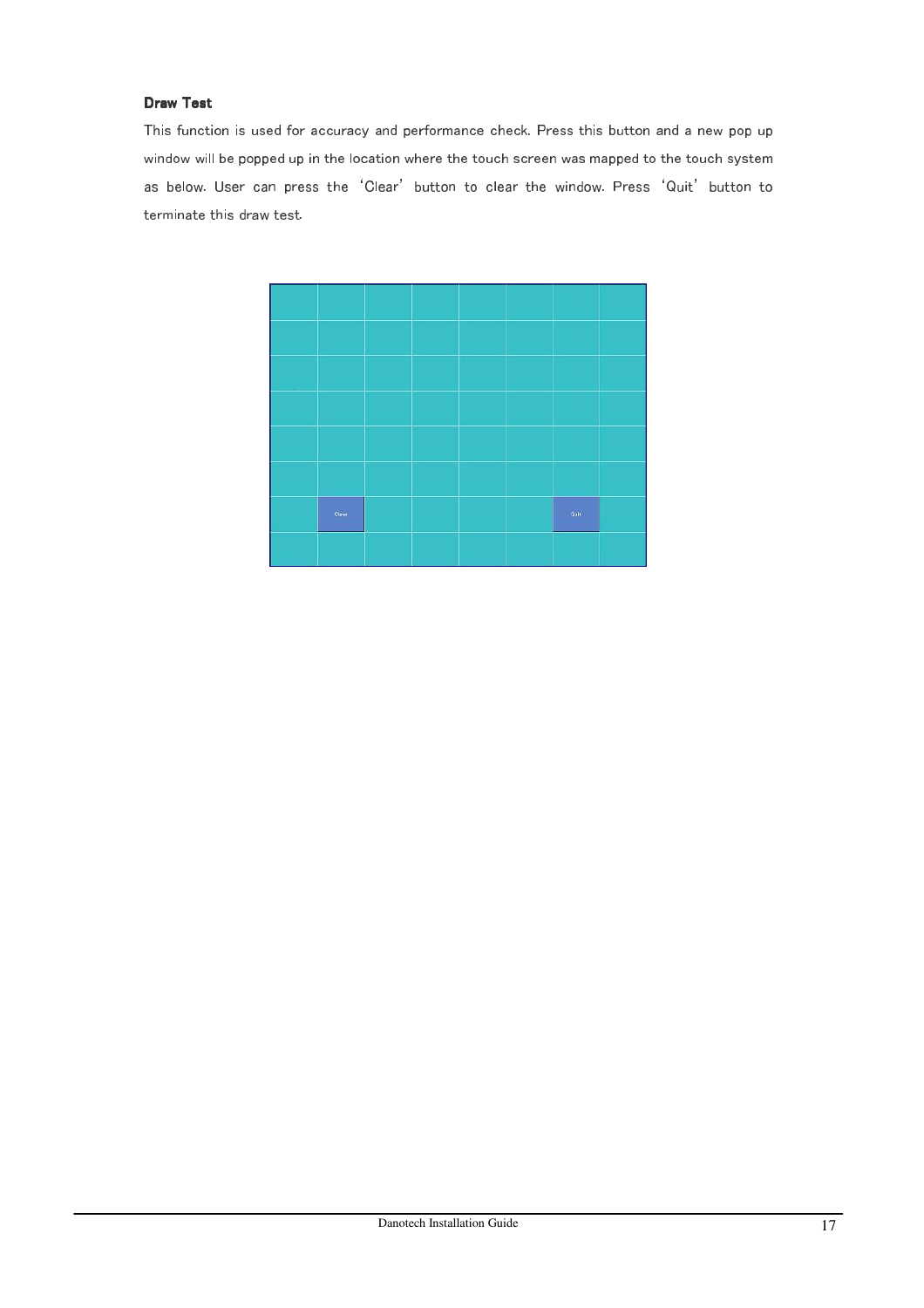### Draw Test

This function is used for accuracy and performance check. Press this button and a new pop up window will be popped up in the location where the touch screen was mapped to the touch system as below. User can press the 'Clear' button to clear the window. Press 'Quit' button to terminate this draw test.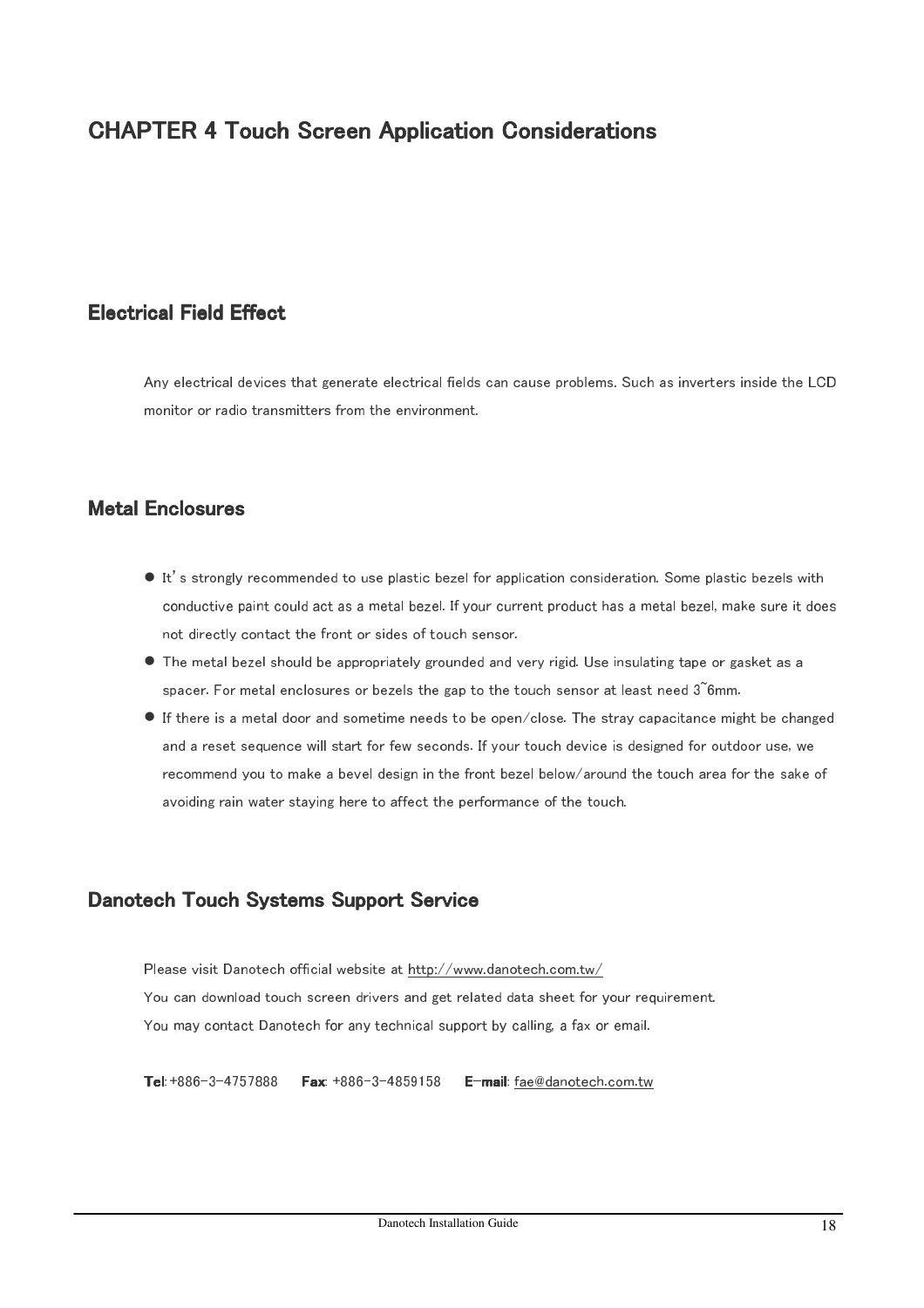# CHAPTER 4 Touch Screen Application Considerations

## Electrical Field Effect

Any electrical devices that generate electrical fields can cause problems. Such as inverters inside the LCD monitor or radio transmitters from the environment.

## Metal Enclosures

- It's strongly recommended to use plastic bezel for application consideration. Some plastic bezels with conductive paint could act as a metal bezel. If your current product has a metal bezel, make sure it does not directly contact the front or sides of touch sensor.
- The metal bezel should be appropriately grounded and very rigid. Use insulating tape or gasket as a spacer. For metal enclosures or bezels the gap to the touch sensor at least need 3~6mm.
- If there is a metal door and sometime needs to be open/close. The stray capacitance might be changed and a reset sequence will start for few seconds. If your touch device is designed for outdoor use, we recommend you to make a bevel design in the front bezel below/around the touch area for the sake of avoiding rain water staying here to affect the performance of the touch.

## Danotech Touch Systems Support Service

Please visit Danotech official website at http://www.danotech.com.tw/

You can download touch screen drivers and get related data sheet for your requirement.

You may contact Danotech for any technical support by calling, a fax or email.

**Tel**: +886-3-4757888 **Fax**: +886-3-4859158 **E-mail**: fae@danotech.com.tw